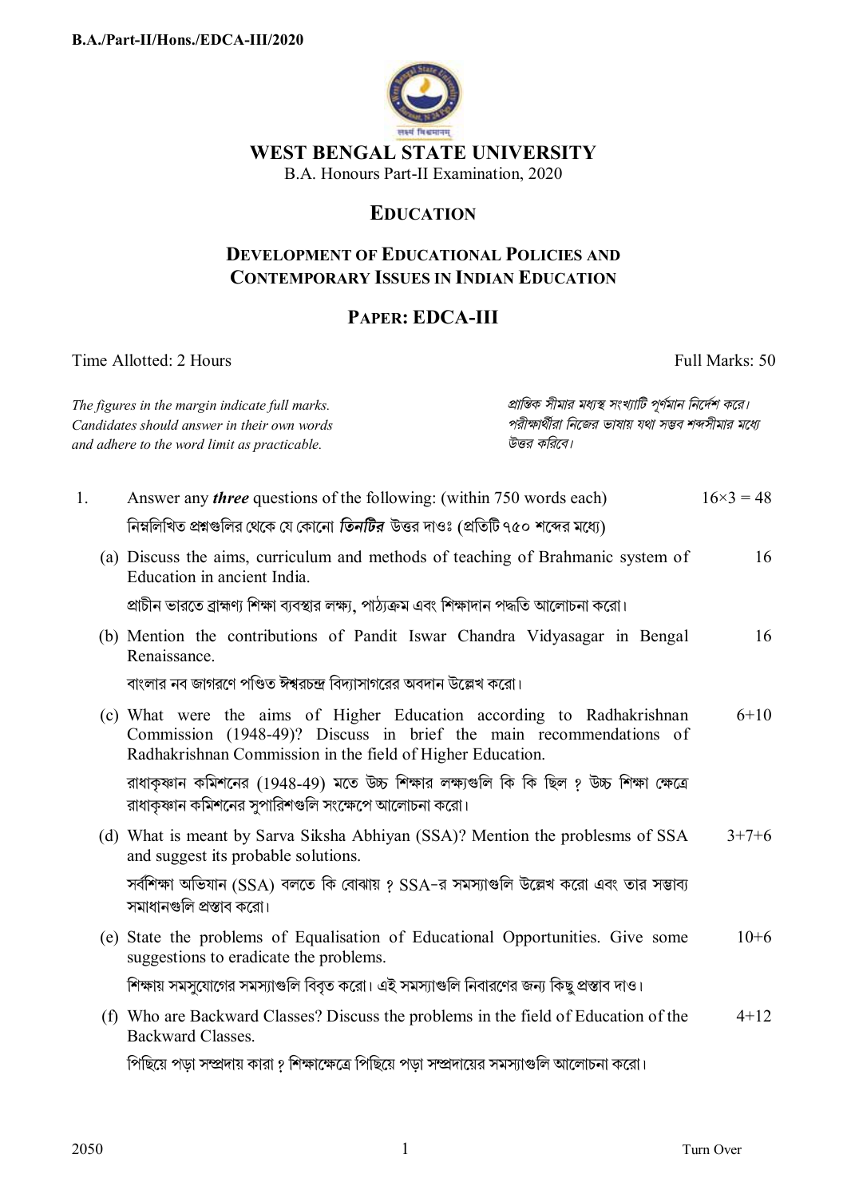# WEST BENGAL STATE UNIVERSITY

B.A. Honours Part-II Examination, 2020

## EDUCATION

### DEVELOPMENT OF EDUCATIONAL POLICIES AND CONTEMPORARY ISSUES IN INDIAN EDUCATION

### PAPER: EDCA-III

Time Allotted: 2 Hours Full Marks: 50

*The figures in the margin indicate full marks. Candidates should answer in their own words and adhere to the word limit as practicable.*

*প্রান্তিক সীমার মধ্যস্থ সংখ্যাটি পূর্ণমান নির্দেশ করে। পরীক্ষার্থীরা নিজের ভাষায় যথা সম্ভব শব্দসীমার মধ্যে উত্তর করিবে।*

1. Answer any ***three*** questions of the following: (within 750 words each) $16\times3 = 48$

   নিম্নলিখিত প্রশ্নগুলির থেকে যে কোনো ***তিনটির*** উত্তর দাওঃ (প্রতিটি ৭৫০ শব্দের মধ্যে)

   (a) Discuss the aims, curriculum and methods of teaching of Brahmanic system of Education in ancient India. 16

   প্রাচীন ভারতে ব্রাহ্মণ্য শিক্ষা ব্যবস্থার লক্ষ্য, পাঠ্যক্রম এবং শিক্ষাদান পদ্ধতি আলোচনা করো।

   (b) Mention the contributions of Pandit Iswar Chandra Vidyasagar in Bengal Renaissance. 16

   বাংলার নব জাগরণে পণ্ডিত ঈশ্বরচন্দ্র বিদ্যাসাগরের অবদান উল্লেখ করো।

   (c) What were the aims of Higher Education according to Radhakrishnan Commission (1948-49)? Discuss in brief the main recommendations of Radhakrishnan Commission in the field of Higher Education. 6+10

   রাধাকৃষ্ণান কমিশনের (1948-49) মতে উচ্চ শিক্ষার লক্ষ্যগুলি কি কি ছিল ? উচ্চ শিক্ষা ক্ষেত্রে রাধাকৃষ্ণান কমিশনের সুপারিশগুলি সংক্ষেপে আলোচনা করো।

   (d) What is meant by Sarva Siksha Abhiyan (SSA)? Mention the problesms of SSA and suggest its probable solutions. 3+7+6

   সর্বশিক্ষা অভিযান (SSA) বলতে কি বোঝায় ? SSA-র সমস্যাগুলি উল্লেখ করো এবং তার সম্ভাব্য সমাধানগুলি প্রস্তাব করো।

   (e) State the problems of Equalisation of Educational Opportunities. Give some suggestions to eradicate the problems. 10+6

   শিক্ষায় সমসুযোগের সমস্যাগুলি বিবৃত করো। এই সমস্যাগুলি নিবারণের জন্য কিছু প্রস্তাব দাও।

   (f) Who are Backward Classes? Discuss the problems in the field of Education of the Backward Classes. 4+12

   পিছিয়ে পড়া সম্প্রদায় কারা ? শিক্ষাক্ষেত্রে পিছিয়ে পড়া সম্প্রদায়ের সমস্যাগুলি আলোচনা করো।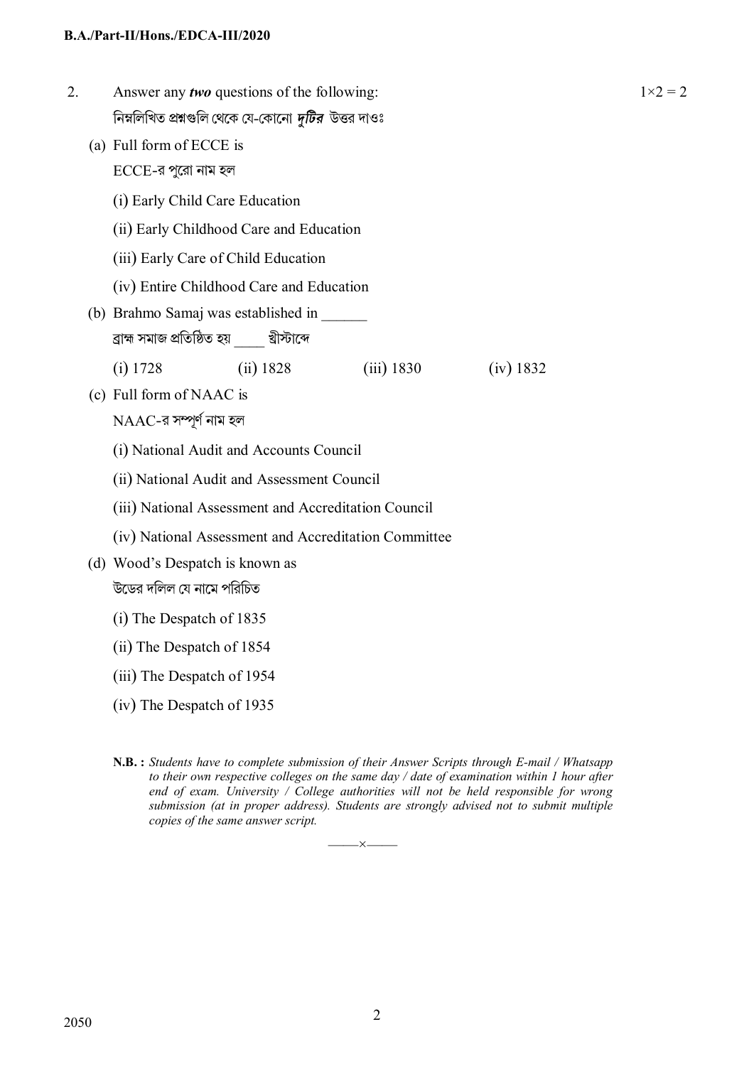2. Answer any ***two*** questions of the following: $1 \times 2 = 2$

নিম্নলিখিত প্রশ্নগুলি থেকে যে-কোনো ***দুটির*** উত্তর দাওঃ

(a) Full form of ECCE is

ECCE-র পুরো নাম হল

(i) Early Child Care Education

(ii) Early Childhood Care and Education

(iii) Early Care of Child Education

(iv) Entire Childhood Care and Education

(b) Brahmo Samaj was established in ______

ব্রাহ্ম সমাজ প্রতিষ্ঠিত হয় ____ খ্রীস্টাব্দে

(i) 1728 (ii) 1828 (iii) 1830 (iv) 1832

(c) Full form of NAAC is

NAAC-র সম্পূর্ণ নাম হল

(i) National Audit and Accounts Council

(ii) National Audit and Assessment Council

(iii) National Assessment and Accreditation Council

(iv) National Assessment and Accreditation Committee

(d) Wood's Despatch is known as

উডের দলিল যে নামে পরিচিত

(i) The Despatch of 1835

(ii) The Despatch of 1854

(iii) The Despatch of 1954

(iv) The Despatch of 1935

**N.B. :** *Students have to complete submission of their Answer Scripts through E-mail / Whatsapp to their own respective colleges on the same day / date of examination within 1 hour after end of exam. University / College authorities will not be held responsible for wrong submission (at in proper address). Students are strongly advised not to submit multiple copies of the same answer script.*

———×———